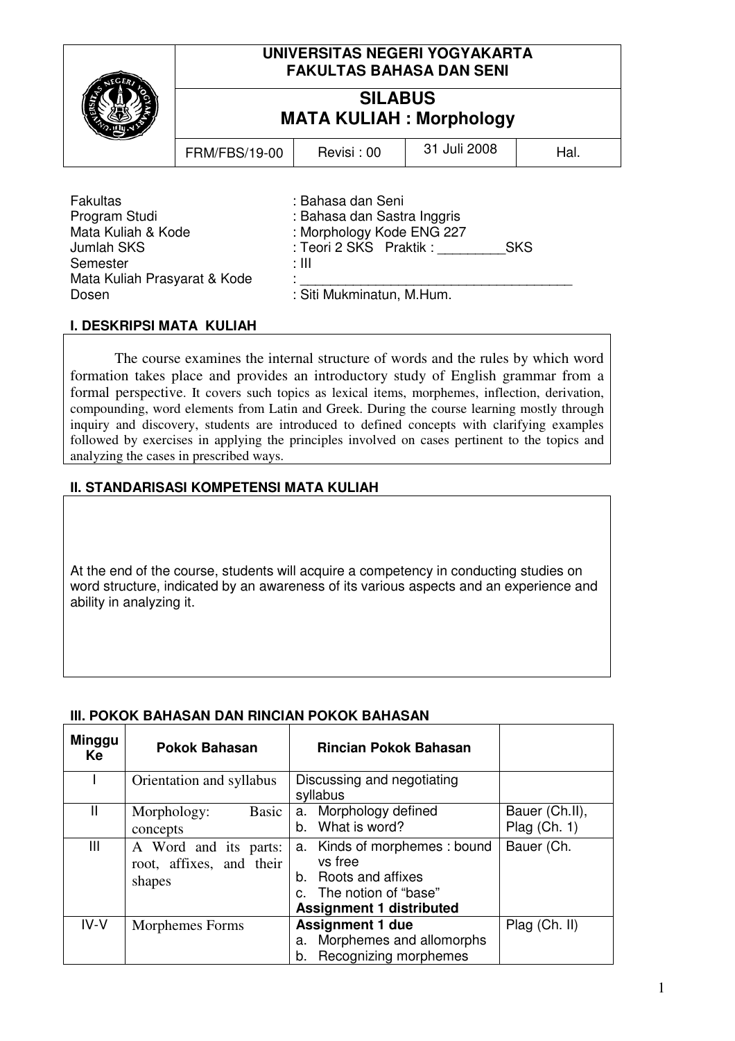**UNIVERSITAS NEGERI YOGYAKARTA**
**FAKULTAS BAHASA DAN SENI**

# SILABUS
# MATA KULIAH : Morphology

| FRM/FBS/19-00 | Revisi : 00 | 31 Juli 2008 | Hal. |
|---|---|---|---|

Fakultas : Bahasa dan Seni
Program Studi : Bahasa dan Sastra Inggris
Mata Kuliah & Kode : Morphology Kode ENG 227
Jumlah SKS : Teori 2 SKS Praktik : _________SKS
Semester : III
Mata Kuliah Prasyarat & Kode : _____________________________________
Dosen : Siti Mukminatun, M.Hum.

## I. DESKRIPSI MATA KULIAH

The course examines the internal structure of words and the rules by which word formation takes place and provides an introductory study of English grammar from a formal perspective. It covers such topics as lexical items, morphemes, inflection, derivation, compounding, word elements from Latin and Greek. During the course learning mostly through inquiry and discovery, students are introduced to defined concepts with clarifying examples followed by exercises in applying the principles involved on cases pertinent to the topics and analyzing the cases in prescribed ways.

## II. STANDARISASI KOMPETENSI MATA KULIAH

At the end of the course, students will acquire a competency in conducting studies on word structure, indicated by an awareness of its various aspects and an experience and ability in analyzing it.

## III. POKOK BAHASAN DAN RINCIAN POKOK BAHASAN

| Minggu Ke | Pokok Bahasan | Rincian Pokok Bahasan | |
|---|---|---|---|
| I | Orientation and syllabus | Discussing and negotiating syllabus | |
| II | Morphology: Basic concepts | a. Morphology defined<br>b. What is word? | Bauer (Ch.II), Plag (Ch. 1) |
| III | A Word and its parts: root, affixes, and their shapes | a. Kinds of morphemes : bound vs free<br>b. Roots and affixes<br>c. The notion of "base"<br>**Assignment 1 distributed** | Bauer (Ch. |
| IV-V | Morphemes Forms | **Assignment 1 due**<br>a. Morphemes and allomorphs<br>b. Recognizing morphemes | Plag (Ch. II) |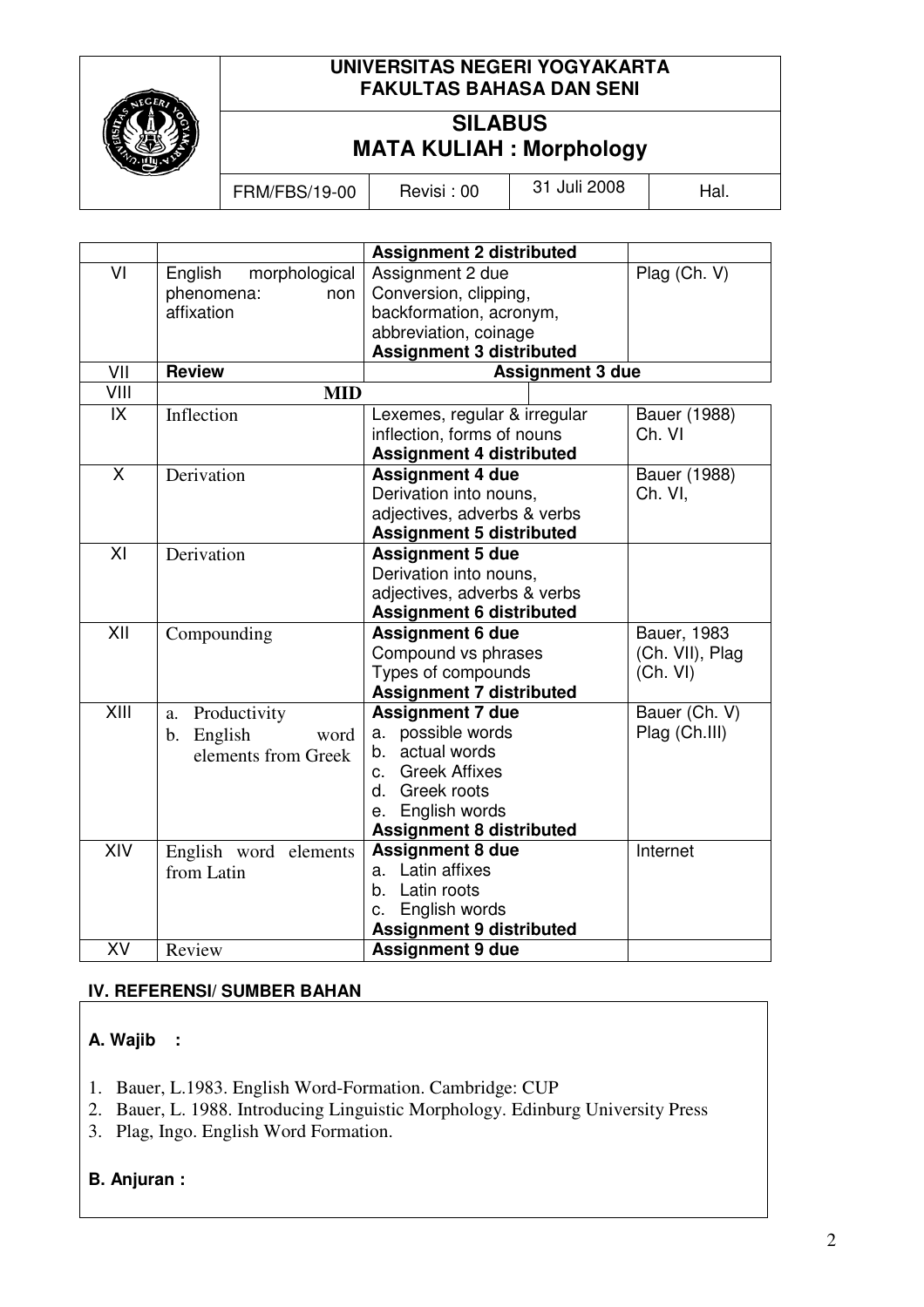| | | | |
|---|---|---|---|
| | | **Assignment 2 distributed** | |
| VI | English morphological phenomena: non affixation | Assignment 2 due<br>Conversion, clipping, backformation, acronym, abbreviation, coinage<br>**Assignment 3 distributed** | Plag (Ch. V) |
| VII | **Review** | **Assignment 3 due** | |
| VIII | **MID** | | |
| IX | Inflection | Lexemes, regular & irregular inflection, forms of nouns<br>**Assignment 4 distributed** | Bauer (1988) Ch. VI |
| X | Derivation | **Assignment 4 due**<br>Derivation into nouns, adjectives, adverbs & verbs<br>**Assignment 5 distributed** | Bauer (1988) Ch. VI, |
| XI | Derivation | **Assignment 5 due**<br>Derivation into nouns, adjectives, adverbs & verbs<br>**Assignment 6 distributed** | |
| XII | Compounding | **Assignment 6 due**<br>Compound vs phrases<br>Types of compounds<br>**Assignment 7 distributed** | Bauer, 1983 (Ch. VII), Plag (Ch. VI) |
| XIII | a. Productivity<br>b. English word elements from Greek | **Assignment 7 due**<br>a. possible words<br>b. actual words<br>c. Greek Affixes<br>d. Greek roots<br>e. English words<br>**Assignment 8 distributed** | Bauer (Ch. V)<br>Plag (Ch.III) |
| XIV | English word elements from Latin | **Assignment 8 due**<br>a. Latin affixes<br>b. Latin roots<br>c. English words<br>**Assignment 9 distributed** | Internet |
| XV | Review | **Assignment 9 due** | |

**IV. REFERENSI/ SUMBER BAHAN**

**A. Wajib :**

1. Bauer, L.1983. English Word-Formation. Cambridge: CUP
2. Bauer, L. 1988. Introducing Linguistic Morphology. Edinburg University Press
3. Plag, Ingo. English Word Formation.

**B. Anjuran :**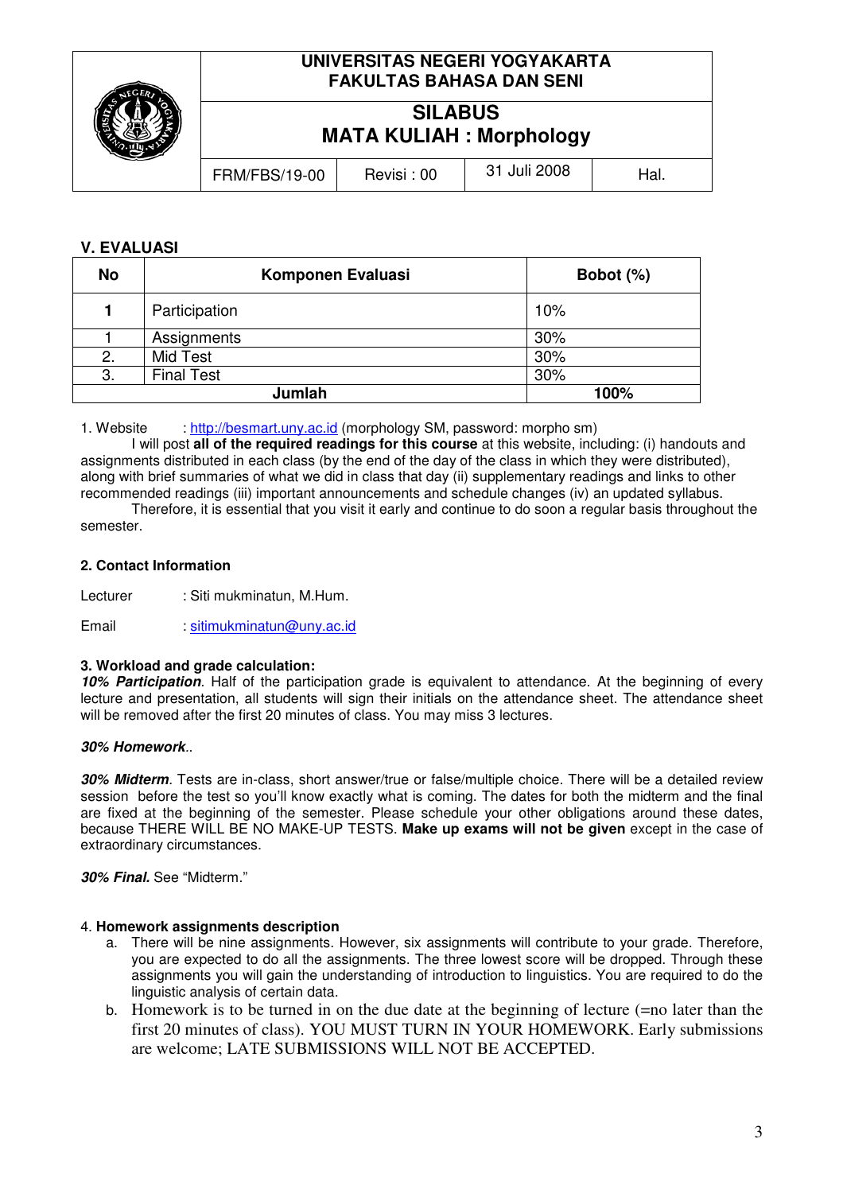## V. EVALUASI

| No | Komponen Evaluasi | Bobot (%) |
|---|---|---|
| **1** | Participation | 10% |
| 1 | Assignments | 30% |
| 2. | Mid Test | 30% |
| 3. | Final Test | 30% |
| **Jumlah** | | **100%** |

1. Website : http://besmart.uny.ac.id (morphology SM, password: morpho sm)

I will post **all of the required readings for this course** at this website, including: (i) handouts and assignments distributed in each class (by the end of the day of the class in which they were distributed), along with brief summaries of what we did in class that day (ii) supplementary readings and links to other recommended readings (iii) important announcements and schedule changes (iv) an updated syllabus.

Therefore, it is essential that you visit it early and continue to do soon a regular basis throughout the semester.

### 2. Contact Information

Lecturer : Siti mukminatun, M.Hum.

Email : sitimukminatun@uny.ac.id

### 3. Workload and grade calculation:

***10% Participation***. Half of the participation grade is equivalent to attendance. At the beginning of every lecture and presentation, all students will sign their initials on the attendance sheet. The attendance sheet will be removed after the first 20 minutes of class. You may miss 3 lectures.

***30% Homework***..

***30% Midterm***. Tests are in-class, short answer/true or false/multiple choice. There will be a detailed review session before the test so you'll know exactly what is coming. The dates for both the midterm and the final are fixed at the beginning of the semester. Please schedule your other obligations around these dates, because THERE WILL BE NO MAKE-UP TESTS. **Make up exams will not be given** except in the case of extraordinary circumstances.

***30% Final.*** See "Midterm."

4. **Homework assignments description**

a. There will be nine assignments. However, six assignments will contribute to your grade. Therefore, you are expected to do all the assignments. The three lowest score will be dropped. Through these assignments you will gain the understanding of introduction to linguistics. You are required to do the linguistic analysis of certain data.

b. Homework is to be turned in on the due date at the beginning of lecture (=no later than the first 20 minutes of class). YOU MUST TURN IN YOUR HOMEWORK. Early submissions are welcome; LATE SUBMISSIONS WILL NOT BE ACCEPTED.